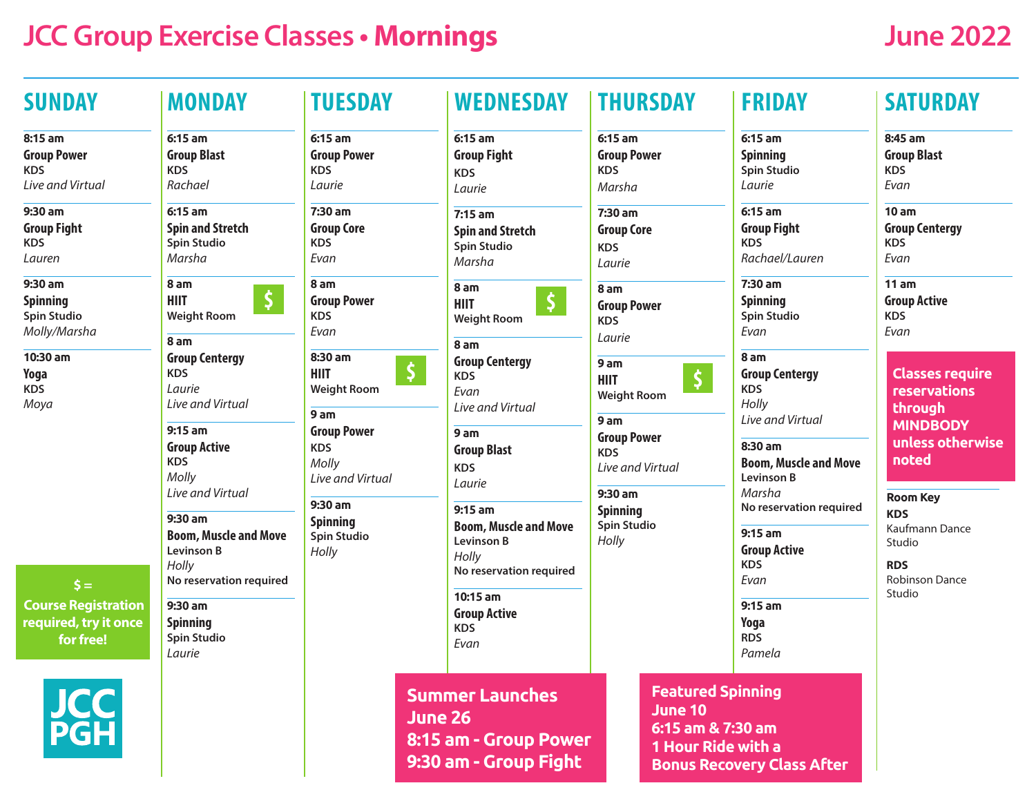# JCC Group Exercise Classes • Mornings

## June 2022

## SUNDAY

**8:15 am**
**Group Power**
KDS
*Live and Virtual*

**9:30 am**
**Group Fight**
KDS
*Lauren*

**9:30 am**
**Spinning**
Spin Studio
*Molly/Marsha*

**10:30 am**
**Yoga**
KDS
*Moya*

**$ = Course Registration required, try it once for free!**

JCC PGH

## MONDAY

**6:15 am**
**Group Blast**
KDS
*Rachael*

**6:15 am**
**Spin and Stretch**
Spin Studio
*Marsha*

**8 am** $
**HIIT**
Weight Room

**8 am**
**Group Centergy**
KDS
*Laurie*
*Live and Virtual*

**9:15 am**
**Group Active**
KDS
*Molly*
*Live and Virtual*

**9:30 am**
**Boom, Muscle and Move**
Levinson B
*Holly*
No reservation required

**9:30 am**
**Spinning**
Spin Studio
*Laurie*

## TUESDAY

**6:15 am**
**Group Power**
KDS
*Laurie*

**7:30 am**
**Group Core**
KDS
*Evan*

**8 am**
**Group Power**
KDS
*Evan*

**8:30 am** $
**HIIT**
Weight Room

**9 am**
**Group Power**
KDS
*Molly*
*Live and Virtual*

**9:30 am**
**Spinning**
Spin Studio
*Holly*

## WEDNESDAY

**6:15 am**
**Group Fight**
KDS
*Laurie*

**7:15 am**
**Spin and Stretch**
Spin Studio
*Marsha*

**8 am** $
**HIIT**
Weight Room

**8 am**
**Group Centergy**
KDS
*Evan*
*Live and Virtual*

**9 am**
**Group Blast**
KDS
*Laurie*

**9:15 am**
**Boom, Muscle and Move**
Levinson B
*Holly*
No reservation required

**10:15 am**
**Group Active**
KDS
*Evan*

**Summer Launches June 26**
**8:15 am - Group Power**
**9:30 am - Group Fight**

## THURSDAY

**6:15 am**
**Group Power**
KDS
*Marsha*

**7:30 am**
**Group Core**
KDS
*Laurie*

**8 am**
**Group Power**
KDS
*Laurie*

**9 am** $
**HIIT**
Weight Room

**9 am**
**Group Power**
KDS
*Live and Virtual*

**9:30 am**
**Spinning**
Spin Studio
*Holly*

**Featured Spinning June 10**
**6:15 am & 7:30 am**
**1 Hour Ride with a Bonus Recovery Class After**

## FRIDAY

**6:15 am**
**Spinning**
Spin Studio
*Laurie*

**6:15 am**
**Group Fight**
KDS
*Rachael/Lauren*

**7:30 am**
**Spinning**
Spin Studio
*Evan*

**8 am**
**Group Centergy**
KDS
*Holly*
*Live and Virtual*

**8:30 am**
**Boom, Muscle and Move**
Levinson B
*Marsha*
No reservation required

**9:15 am**
**Group Active**
KDS
*Evan*

**9:15 am**
**Yoga**
RDS
*Pamela*

## SATURDAY

**8:45 am**
**Group Blast**
KDS
*Evan*

**10 am**
**Group Centergy**
KDS
*Evan*

**11 am**
**Group Active**
KDS
*Evan*

**Classes require reservations through MINDBODY unless otherwise noted**

**Room Key**
**KDS** Kaufmann Dance Studio
**RDS** Robinson Dance Studio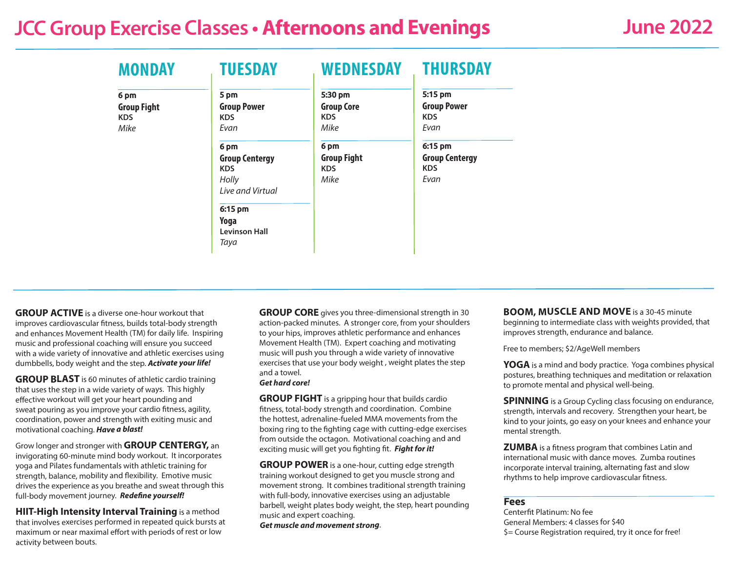# JCC Group Exercise Classes • Afternoons and Evenings

June 2022

## MONDAY

**6 pm**
**Group Fight**
**KDS**
*Mike*

## TUESDAY

**5 pm**
**Group Power**
**KDS**
*Evan*

**6 pm**
**Group Centergy**
**KDS**
*Holly*
*Live and Virtual*

**6:15 pm**
**Yoga**
**Levinson Hall**
*Taya*

## WEDNESDAY

**5:30 pm**
**Group Core**
**KDS**
*Mike*

**6 pm**
**Group Fight**
**KDS**
*Mike*

## THURSDAY

**5:15 pm**
**Group Power**
**KDS**
*Evan*

**6:15 pm**
**Group Centergy**
**KDS**
*Evan*

---

**GROUP ACTIVE** is a diverse one-hour workout that improves cardiovascular fitness, builds total-body strength and enhances Movement Health (TM) for daily life. Inspiring music and professional coaching will ensure you succeed with a wide variety of innovative and athletic exercises using dumbbells, body weight and the step. ***Activate your life!***

**GROUP BLAST** is 60 minutes of athletic cardio training that uses the step in a wide variety of ways. This highly effective workout will get your heart pounding and sweat pouring as you improve your cardio fitness, agility, coordination, power and strength with exiting music and motivational coaching. ***Have a blast!***

Grow longer and stronger with **GROUP CENTERGY,** an invigorating 60-minute mind body workout. It incorporates yoga and Pilates fundamentals with athletic training for strength, balance, mobility and flexibility. Emotive music drives the experience as you breathe and sweat through this full-body movement journey. ***Redefine yourself!***

**HIIT-High Intensity Interval Training** is a method that involves exercises performed in repeated quick bursts at maximum or near maximal effort with periods of rest or low activity between bouts.

**GROUP CORE** gives you three-dimensional strength in 30 action-packed minutes. A stronger core, from your shoulders to your hips, improves athletic performance and enhances Movement Health (TM). Expert coaching and motivating music will push you through a wide variety of innovative exercises that use your body weight , weight plates the step and a towel.
***Get hard core!***

**GROUP FIGHT** is a gripping hour that builds cardio fitness, total-body strength and coordination. Combine the hottest, adrenaline-fueled MMA movements from the boxing ring to the fighting cage with cutting-edge exercises from outside the octagon. Motivational coaching and and exciting music will get you fighting fit. ***Fight for it!***

**GROUP POWER** is a one-hour, cutting edge strength training workout designed to get you muscle strong and movement strong. It combines traditional strength training with full-body, innovative exercises using an adjustable barbell, weight plates body weight, the step, heart pounding music and expert coaching.
***Get muscle and movement strong***.

**BOOM, MUSCLE AND MOVE** is a 30-45 minute beginning to intermediate class with weights provided, that improves strength, endurance and balance.

Free to members; $2/AgeWell members

**YOGA** is a mind and body practice. Yoga combines physical postures, breathing techniques and meditation or relaxation to promote mental and physical well-being.

**SPINNING** is a Group Cycling class focusing on endurance, strength, intervals and recovery. Strengthen your heart, be kind to your joints, go easy on your knees and enhance your mental strength.

**ZUMBA** is a fitness program that combines Latin and international music with dance moves. Zumba routines incorporate interval training, alternating fast and slow rhythms to help improve cardiovascular fitness.

### Fees

Centerfit Platinum: No fee
General Members: 4 classes for $40
$= Course Registration required, try it once for free!